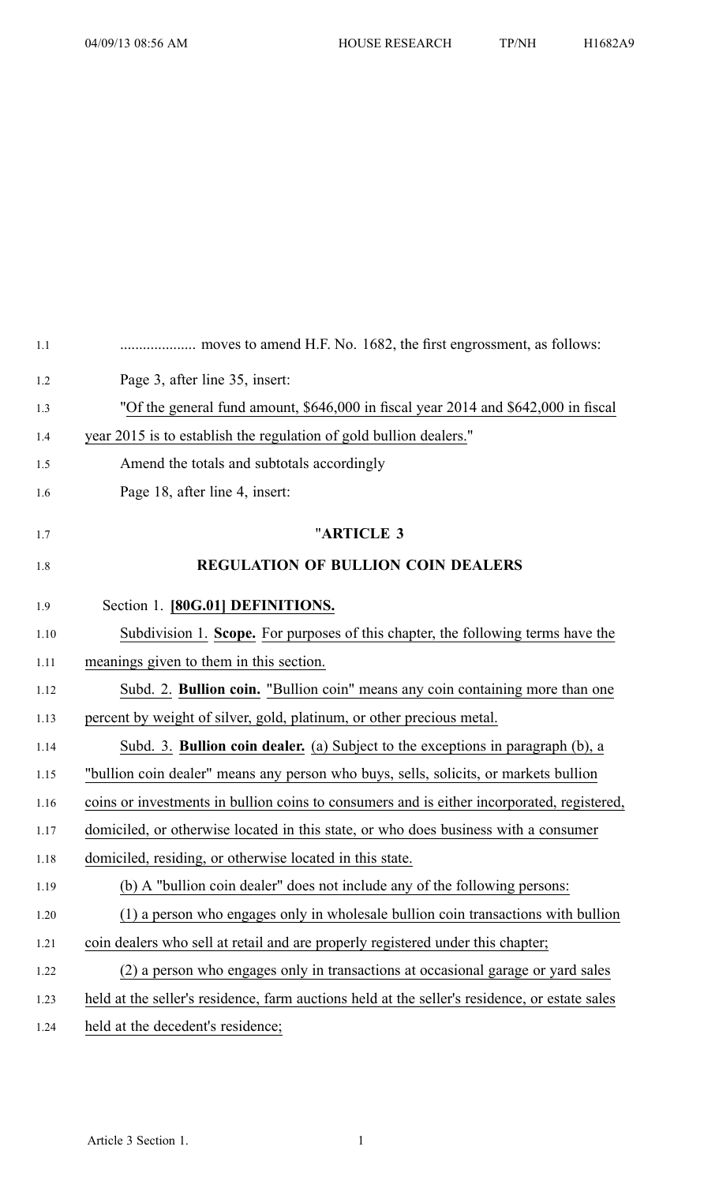.................... moves to amend H.F. No. 1682, the first engrossment, as follows:

Page 3, after line 35, insert:

"Of the general fund amount, $646,000 in fiscal year 2014 and $642,000 in fiscal year 2015 is to establish the regulation of gold bullion dealers."

Amend the totals and subtotals accordingly

Page 18, after line 4, insert:

## "ARTICLE 3

## REGULATION OF BULLION COIN DEALERS

Section 1. **[80G.01] DEFINITIONS.**

Subdivision 1. **Scope.** For purposes of this chapter, the following terms have the meanings given to them in this section.

Subd. 2. **Bullion coin.** "Bullion coin" means any coin containing more than one percent by weight of silver, gold, platinum, or other precious metal.

Subd. 3. **Bullion coin dealer.** (a) Subject to the exceptions in paragraph (b), a "bullion coin dealer" means any person who buys, sells, solicits, or markets bullion coins or investments in bullion coins to consumers and is either incorporated, registered, domiciled, or otherwise located in this state, or who does business with a consumer domiciled, residing, or otherwise located in this state.

(b) A "bullion coin dealer" does not include any of the following persons:

(1) a person who engages only in wholesale bullion coin transactions with bullion coin dealers who sell at retail and are properly registered under this chapter;

(2) a person who engages only in transactions at occasional garage or yard sales held at the seller's residence, farm auctions held at the seller's residence, or estate sales held at the decedent's residence;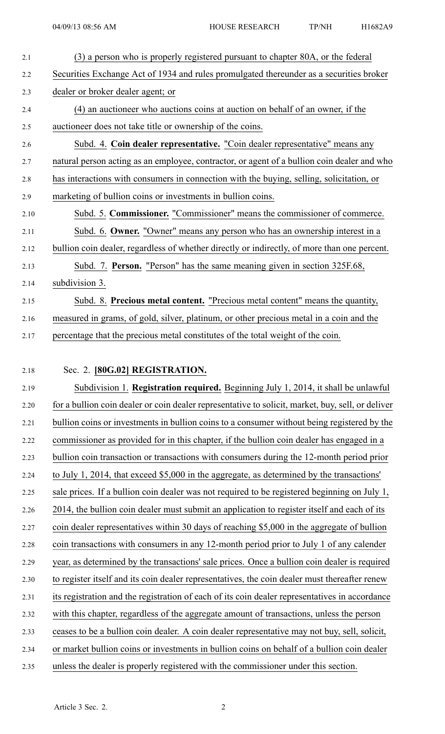(3) a person who is properly registered pursuant to chapter 80A, or the federal Securities Exchange Act of 1934 and rules promulgated thereunder as a securities broker dealer or broker dealer agent; or

(4) an auctioneer who auctions coins at auction on behalf of an owner, if the auctioneer does not take title or ownership of the coins.

Subd. 4. **Coin dealer representative.** "Coin dealer representative" means any natural person acting as an employee, contractor, or agent of a bullion coin dealer and who has interactions with consumers in connection with the buying, selling, solicitation, or marketing of bullion coins or investments in bullion coins.

Subd. 5. **Commissioner.** "Commissioner" means the commissioner of commerce.

Subd. 6. **Owner.** "Owner" means any person who has an ownership interest in a bullion coin dealer, regardless of whether directly or indirectly, of more than one percent.

Subd. 7. **Person.** "Person" has the same meaning given in section 325F.68, subdivision 3.

Subd. 8. **Precious metal content.** "Precious metal content" means the quantity, measured in grams, of gold, silver, platinum, or other precious metal in a coin and the percentage that the precious metal constitutes of the total weight of the coin.

Sec. 2. **[80G.02] REGISTRATION.**

Subdivision 1. **Registration required.** Beginning July 1, 2014, it shall be unlawful for a bullion coin dealer or coin dealer representative to solicit, market, buy, sell, or deliver bullion coins or investments in bullion coins to a consumer without being registered by the commissioner as provided for in this chapter, if the bullion coin dealer has engaged in a bullion coin transaction or transactions with consumers during the 12-month period prior to July 1, 2014, that exceed $5,000 in the aggregate, as determined by the transactions' sale prices. If a bullion coin dealer was not required to be registered beginning on July 1, 2014, the bullion coin dealer must submit an application to register itself and each of its coin dealer representatives within 30 days of reaching $5,000 in the aggregate of bullion coin transactions with consumers in any 12-month period prior to July 1 of any calender year, as determined by the transactions' sale prices. Once a bullion coin dealer is required to register itself and its coin dealer representatives, the coin dealer must thereafter renew its registration and the registration of each of its coin dealer representatives in accordance with this chapter, regardless of the aggregate amount of transactions, unless the person ceases to be a bullion coin dealer. A coin dealer representative may not buy, sell, solicit, or market bullion coins or investments in bullion coins on behalf of a bullion coin dealer unless the dealer is properly registered with the commissioner under this section.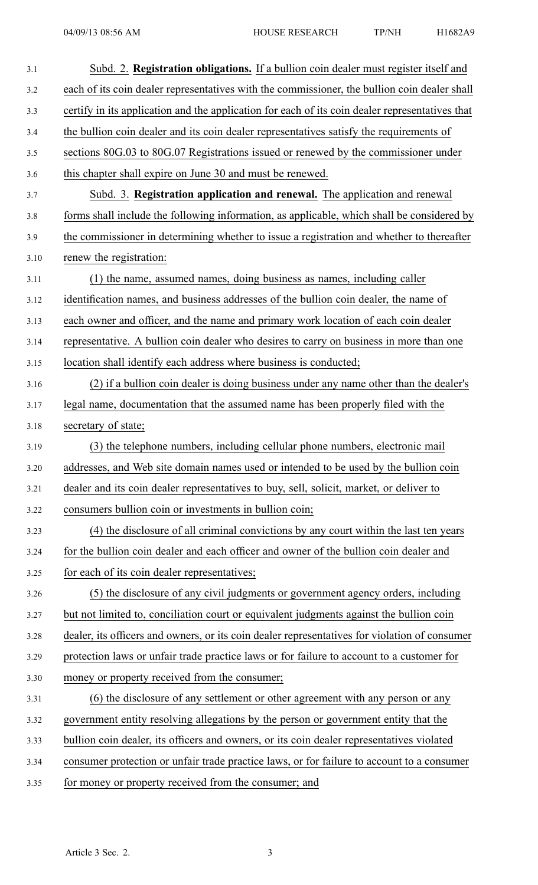Subd. 2. **Registration obligations.** If a bullion coin dealer must register itself and each of its coin dealer representatives with the commissioner, the bullion coin dealer shall certify in its application and the application for each of its coin dealer representatives that the bullion coin dealer and its coin dealer representatives satisfy the requirements of sections 80G.03 to 80G.07 Registrations issued or renewed by the commissioner under this chapter shall expire on June 30 and must be renewed.

Subd. 3. **Registration application and renewal.** The application and renewal forms shall include the following information, as applicable, which shall be considered by the commissioner in determining whether to issue a registration and whether to thereafter renew the registration:

(1) the name, assumed names, doing business as names, including caller identification names, and business addresses of the bullion coin dealer, the name of each owner and officer, and the name and primary work location of each coin dealer representative. A bullion coin dealer who desires to carry on business in more than one location shall identify each address where business is conducted;

(2) if a bullion coin dealer is doing business under any name other than the dealer's legal name, documentation that the assumed name has been properly filed with the secretary of state;

(3) the telephone numbers, including cellular phone numbers, electronic mail addresses, and Web site domain names used or intended to be used by the bullion coin dealer and its coin dealer representatives to buy, sell, solicit, market, or deliver to consumers bullion coin or investments in bullion coin;

(4) the disclosure of all criminal convictions by any court within the last ten years for the bullion coin dealer and each officer and owner of the bullion coin dealer and for each of its coin dealer representatives;

(5) the disclosure of any civil judgments or government agency orders, including but not limited to, conciliation court or equivalent judgments against the bullion coin dealer, its officers and owners, or its coin dealer representatives for violation of consumer protection laws or unfair trade practice laws or for failure to account to a customer for money or property received from the consumer;

(6) the disclosure of any settlement or other agreement with any person or any government entity resolving allegations by the person or government entity that the bullion coin dealer, its officers and owners, or its coin dealer representatives violated consumer protection or unfair trade practice laws, or for failure to account to a consumer for money or property received from the consumer; and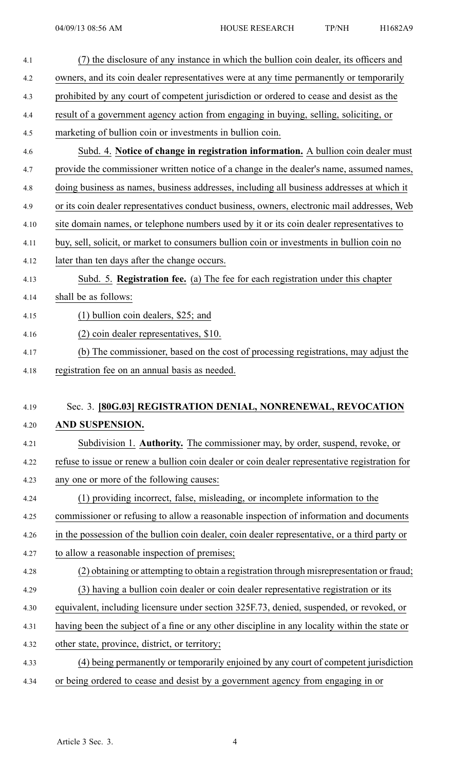(7) the disclosure of any instance in which the bullion coin dealer, its officers and owners, and its coin dealer representatives were at any time permanently or temporarily prohibited by any court of competent jurisdiction or ordered to cease and desist as the result of a government agency action from engaging in buying, selling, soliciting, or marketing of bullion coin or investments in bullion coin.

Subd. 4. **Notice of change in registration information.** A bullion coin dealer must provide the commissioner written notice of a change in the dealer's name, assumed names, doing business as names, business addresses, including all business addresses at which it or its coin dealer representatives conduct business, owners, electronic mail addresses, Web site domain names, or telephone numbers used by it or its coin dealer representatives to buy, sell, solicit, or market to consumers bullion coin or investments in bullion coin no later than ten days after the change occurs.

Subd. 5. **Registration fee.** (a) The fee for each registration under this chapter shall be as follows:

(1) bullion coin dealers, $25; and

(2) coin dealer representatives, $10.

(b) The commissioner, based on the cost of processing registrations, may adjust the registration fee on an annual basis as needed.

Sec. 3. **[80G.03] REGISTRATION DENIAL, NONRENEWAL, REVOCATION AND SUSPENSION.**

Subdivision 1. **Authority.** The commissioner may, by order, suspend, revoke, or refuse to issue or renew a bullion coin dealer or coin dealer representative registration for any one or more of the following causes:

(1) providing incorrect, false, misleading, or incomplete information to the commissioner or refusing to allow a reasonable inspection of information and documents in the possession of the bullion coin dealer, coin dealer representative, or a third party or to allow a reasonable inspection of premises;

(2) obtaining or attempting to obtain a registration through misrepresentation or fraud;

(3) having a bullion coin dealer or coin dealer representative registration or its equivalent, including licensure under section 325F.73, denied, suspended, or revoked, or having been the subject of a fine or any other discipline in any locality within the state or other state, province, district, or territory;

(4) being permanently or temporarily enjoined by any court of competent jurisdiction or being ordered to cease and desist by a government agency from engaging in or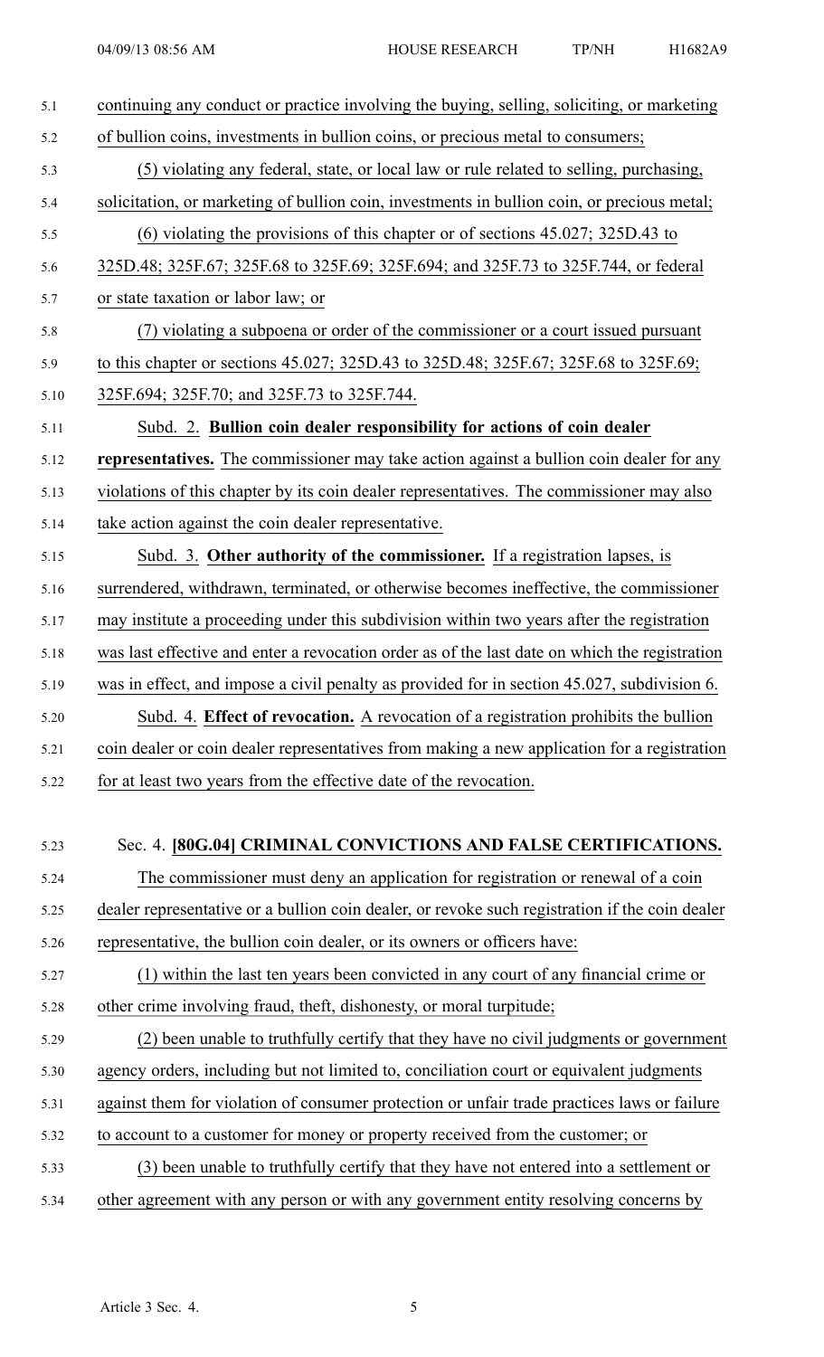continuing any conduct or practice involving the buying, selling, soliciting, or marketing of bullion coins, investments in bullion coins, or precious metal to consumers;

(5) violating any federal, state, or local law or rule related to selling, purchasing, solicitation, or marketing of bullion coin, investments in bullion coin, or precious metal;

(6) violating the provisions of this chapter or of sections 45.027; 325D.43 to 325D.48; 325F.67; 325F.68 to 325F.69; 325F.694; and 325F.73 to 325F.744, or federal or state taxation or labor law; or

(7) violating a subpoena or order of the commissioner or a court issued pursuant to this chapter or sections 45.027; 325D.43 to 325D.48; 325F.67; 325F.68 to 325F.69; 325F.694; 325F.70; and 325F.73 to 325F.744.

Subd. 2. **Bullion coin dealer responsibility for actions of coin dealer representatives.** The commissioner may take action against a bullion coin dealer for any violations of this chapter by its coin dealer representatives. The commissioner may also take action against the coin dealer representative.

Subd. 3. **Other authority of the commissioner.** If a registration lapses, is surrendered, withdrawn, terminated, or otherwise becomes ineffective, the commissioner may institute a proceeding under this subdivision within two years after the registration was last effective and enter a revocation order as of the last date on which the registration was in effect, and impose a civil penalty as provided for in section 45.027, subdivision 6.

Subd. 4. **Effect of revocation.** A revocation of a registration prohibits the bullion coin dealer or coin dealer representatives from making a new application for a registration for at least two years from the effective date of the revocation.

Sec. 4. **[80G.04] CRIMINAL CONVICTIONS AND FALSE CERTIFICATIONS.**

The commissioner must deny an application for registration or renewal of a coin dealer representative or a bullion coin dealer, or revoke such registration if the coin dealer representative, the bullion coin dealer, or its owners or officers have:

(1) within the last ten years been convicted in any court of any financial crime or other crime involving fraud, theft, dishonesty, or moral turpitude;

(2) been unable to truthfully certify that they have no civil judgments or government agency orders, including but not limited to, conciliation court or equivalent judgments against them for violation of consumer protection or unfair trade practices laws or failure to account to a customer for money or property received from the customer; or

(3) been unable to truthfully certify that they have not entered into a settlement or other agreement with any person or with any government entity resolving concerns by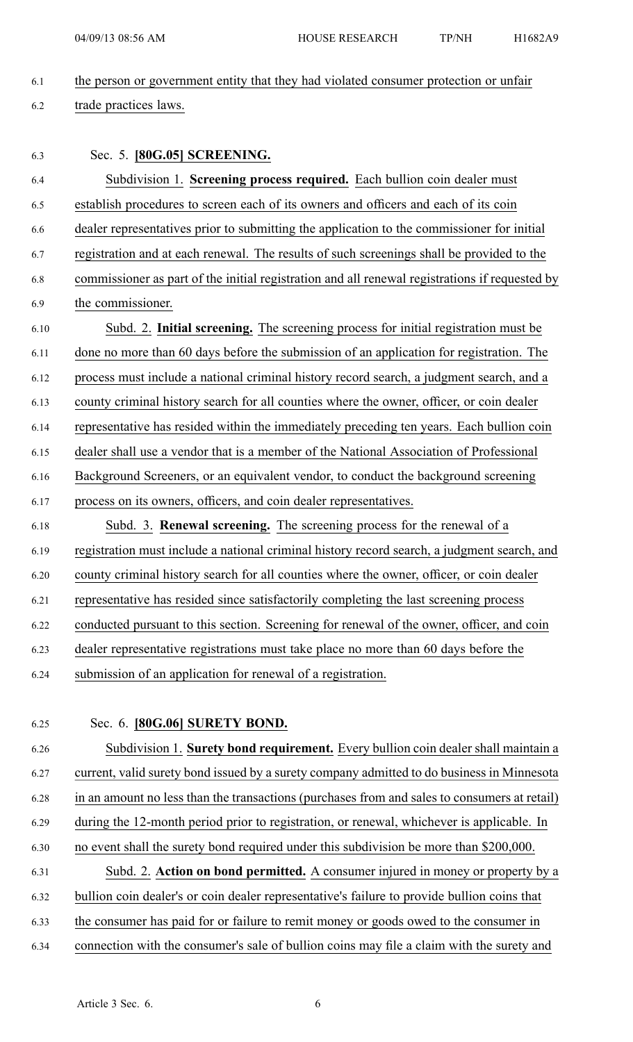the person or government entity that they had violated consumer protection or unfair trade practices laws.

Sec. 5. **[80G.05] SCREENING.**

Subdivision 1. **Screening process required.** Each bullion coin dealer must establish procedures to screen each of its owners and officers and each of its coin dealer representatives prior to submitting the application to the commissioner for initial registration and at each renewal. The results of such screenings shall be provided to the commissioner as part of the initial registration and all renewal registrations if requested by the commissioner.

Subd. 2. **Initial screening.** The screening process for initial registration must be done no more than 60 days before the submission of an application for registration. The process must include a national criminal history record search, a judgment search, and a county criminal history search for all counties where the owner, officer, or coin dealer representative has resided within the immediately preceding ten years. Each bullion coin dealer shall use a vendor that is a member of the National Association of Professional Background Screeners, or an equivalent vendor, to conduct the background screening process on its owners, officers, and coin dealer representatives.

Subd. 3. **Renewal screening.** The screening process for the renewal of a registration must include a national criminal history record search, a judgment search, and county criminal history search for all counties where the owner, officer, or coin dealer representative has resided since satisfactorily completing the last screening process conducted pursuant to this section. Screening for renewal of the owner, officer, and coin dealer representative registrations must take place no more than 60 days before the submission of an application for renewal of a registration.

Sec. 6. **[80G.06] SURETY BOND.**

Subdivision 1. **Surety bond requirement.** Every bullion coin dealer shall maintain a current, valid surety bond issued by a surety company admitted to do business in Minnesota in an amount no less than the transactions (purchases from and sales to consumers at retail) during the 12-month period prior to registration, or renewal, whichever is applicable. In no event shall the surety bond required under this subdivision be more than $200,000.

Subd. 2. **Action on bond permitted.** A consumer injured in money or property by a bullion coin dealer's or coin dealer representative's failure to provide bullion coins that the consumer has paid for or failure to remit money or goods owed to the consumer in connection with the consumer's sale of bullion coins may file a claim with the surety and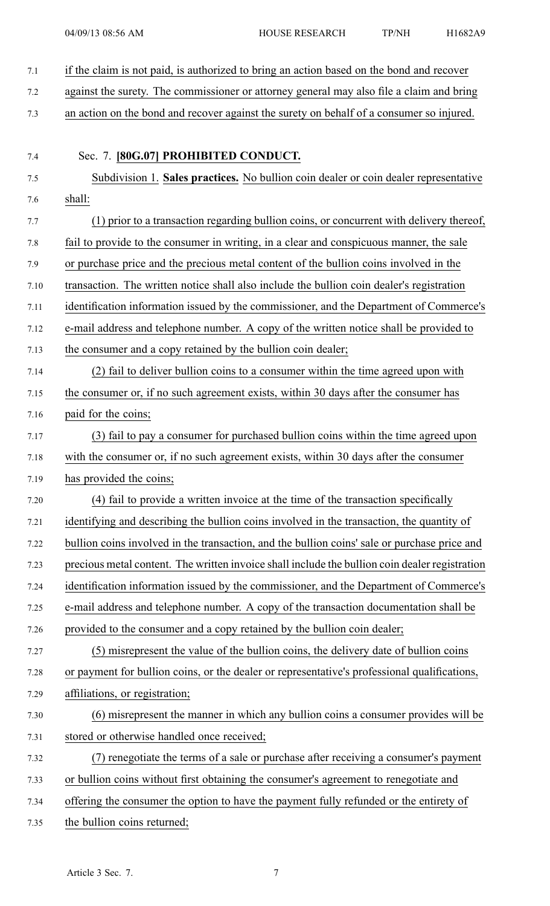if the claim is not paid, is authorized to bring an action based on the bond and recover against the surety. The commissioner or attorney general may also file a claim and bring an action on the bond and recover against the surety on behalf of a consumer so injured.

Sec. 7. **[80G.07] PROHIBITED CONDUCT.**

Subdivision 1. **Sales practices.** No bullion coin dealer or coin dealer representative shall:

(1) prior to a transaction regarding bullion coins, or concurrent with delivery thereof, fail to provide to the consumer in writing, in a clear and conspicuous manner, the sale or purchase price and the precious metal content of the bullion coins involved in the transaction. The written notice shall also include the bullion coin dealer's registration identification information issued by the commissioner, and the Department of Commerce's e-mail address and telephone number. A copy of the written notice shall be provided to the consumer and a copy retained by the bullion coin dealer;

(2) fail to deliver bullion coins to a consumer within the time agreed upon with the consumer or, if no such agreement exists, within 30 days after the consumer has paid for the coins;

(3) fail to pay a consumer for purchased bullion coins within the time agreed upon with the consumer or, if no such agreement exists, within 30 days after the consumer has provided the coins;

(4) fail to provide a written invoice at the time of the transaction specifically identifying and describing the bullion coins involved in the transaction, the quantity of bullion coins involved in the transaction, and the bullion coins' sale or purchase price and precious metal content. The written invoice shall include the bullion coin dealer registration identification information issued by the commissioner, and the Department of Commerce's e-mail address and telephone number. A copy of the transaction documentation shall be provided to the consumer and a copy retained by the bullion coin dealer;

(5) misrepresent the value of the bullion coins, the delivery date of bullion coins or payment for bullion coins, or the dealer or representative's professional qualifications, affiliations, or registration;

(6) misrepresent the manner in which any bullion coins a consumer provides will be stored or otherwise handled once received;

(7) renegotiate the terms of a sale or purchase after receiving a consumer's payment or bullion coins without first obtaining the consumer's agreement to renegotiate and offering the consumer the option to have the payment fully refunded or the entirety of the bullion coins returned;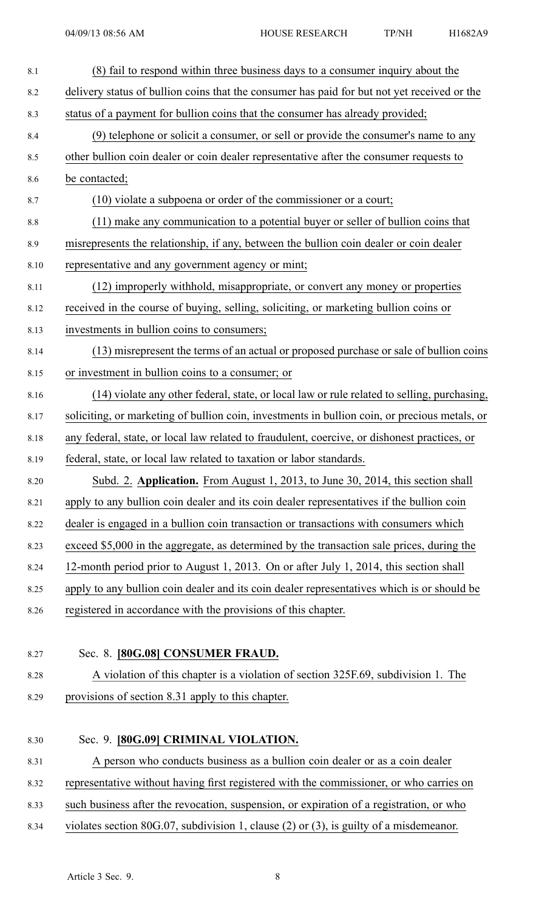(8) fail to respond within three business days to a consumer inquiry about the delivery status of bullion coins that the consumer has paid for but not yet received or the status of a payment for bullion coins that the consumer has already provided;

(9) telephone or solicit a consumer, or sell or provide the consumer's name to any other bullion coin dealer or coin dealer representative after the consumer requests to be contacted;

(10) violate a subpoena or order of the commissioner or a court;

(11) make any communication to a potential buyer or seller of bullion coins that misrepresents the relationship, if any, between the bullion coin dealer or coin dealer representative and any government agency or mint;

(12) improperly withhold, misappropriate, or convert any money or properties received in the course of buying, selling, soliciting, or marketing bullion coins or investments in bullion coins to consumers;

(13) misrepresent the terms of an actual or proposed purchase or sale of bullion coins or investment in bullion coins to a consumer; or

(14) violate any other federal, state, or local law or rule related to selling, purchasing, soliciting, or marketing of bullion coin, investments in bullion coin, or precious metals, or any federal, state, or local law related to fraudulent, coercive, or dishonest practices, or federal, state, or local law related to taxation or labor standards.

Subd. 2. **Application.** From August 1, 2013, to June 30, 2014, this section shall apply to any bullion coin dealer and its coin dealer representatives if the bullion coin dealer is engaged in a bullion coin transaction or transactions with consumers which exceed $5,000 in the aggregate, as determined by the transaction sale prices, during the 12-month period prior to August 1, 2013. On or after July 1, 2014, this section shall apply to any bullion coin dealer and its coin dealer representatives which is or should be registered in accordance with the provisions of this chapter.

Sec. 8. **[80G.08] CONSUMER FRAUD.**

A violation of this chapter is a violation of section 325F.69, subdivision 1. The provisions of section 8.31 apply to this chapter.

Sec. 9. **[80G.09] CRIMINAL VIOLATION.**

A person who conducts business as a bullion coin dealer or as a coin dealer representative without having first registered with the commissioner, or who carries on such business after the revocation, suspension, or expiration of a registration, or who violates section 80G.07, subdivision 1, clause (2) or (3), is guilty of a misdemeanor.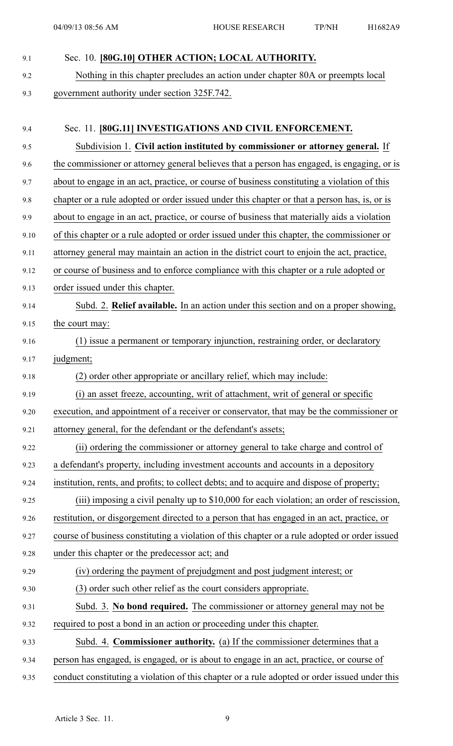Sec. 10. **[80G.10] OTHER ACTION; LOCAL AUTHORITY.**

Nothing in this chapter precludes an action under chapter 80A or preempts local government authority under section 325F.742.

Sec. 11. **[80G.11] INVESTIGATIONS AND CIVIL ENFORCEMENT.**

Subdivision 1. **Civil action instituted by commissioner or attorney general.** If the commissioner or attorney general believes that a person has engaged, is engaging, or is about to engage in an act, practice, or course of business constituting a violation of this chapter or a rule adopted or order issued under this chapter or that a person has, is, or is about to engage in an act, practice, or course of business that materially aids a violation of this chapter or a rule adopted or order issued under this chapter, the commissioner or attorney general may maintain an action in the district court to enjoin the act, practice, or course of business and to enforce compliance with this chapter or a rule adopted or order issued under this chapter.

Subd. 2. **Relief available.** In an action under this section and on a proper showing, the court may:

(1) issue a permanent or temporary injunction, restraining order, or declaratory judgment;

(2) order other appropriate or ancillary relief, which may include:

(i) an asset freeze, accounting, writ of attachment, writ of general or specific execution, and appointment of a receiver or conservator, that may be the commissioner or attorney general, for the defendant or the defendant's assets;

(ii) ordering the commissioner or attorney general to take charge and control of a defendant's property, including investment accounts and accounts in a depository institution, rents, and profits; to collect debts; and to acquire and dispose of property;

(iii) imposing a civil penalty up to $10,000 for each violation; an order of rescission, restitution, or disgorgement directed to a person that has engaged in an act, practice, or course of business constituting a violation of this chapter or a rule adopted or order issued under this chapter or the predecessor act; and

(iv) ordering the payment of prejudgment and post judgment interest; or

(3) order such other relief as the court considers appropriate.

Subd. 3. **No bond required.** The commissioner or attorney general may not be required to post a bond in an action or proceeding under this chapter.

Subd. 4. **Commissioner authority.** (a) If the commissioner determines that a person has engaged, is engaged, or is about to engage in an act, practice, or course of conduct constituting a violation of this chapter or a rule adopted or order issued under this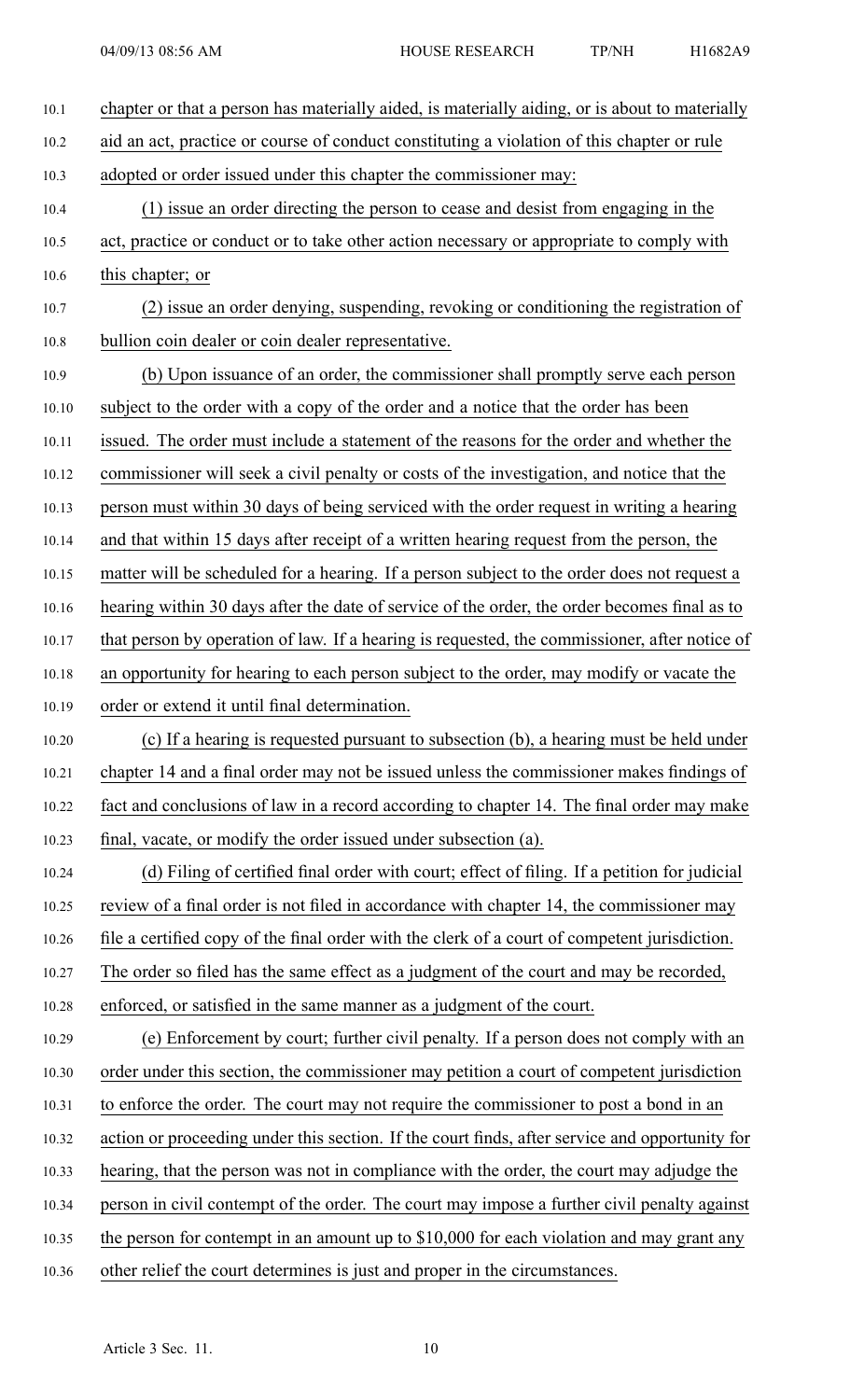chapter or that a person has materially aided, is materially aiding, or is about to materially aid an act, practice or course of conduct constituting a violation of this chapter or rule adopted or order issued under this chapter the commissioner may:

(1) issue an order directing the person to cease and desist from engaging in the act, practice or conduct or to take other action necessary or appropriate to comply with this chapter; or

(2) issue an order denying, suspending, revoking or conditioning the registration of bullion coin dealer or coin dealer representative.

(b) Upon issuance of an order, the commissioner shall promptly serve each person subject to the order with a copy of the order and a notice that the order has been issued. The order must include a statement of the reasons for the order and whether the commissioner will seek a civil penalty or costs of the investigation, and notice that the person must within 30 days of being serviced with the order request in writing a hearing and that within 15 days after receipt of a written hearing request from the person, the matter will be scheduled for a hearing. If a person subject to the order does not request a hearing within 30 days after the date of service of the order, the order becomes final as to that person by operation of law. If a hearing is requested, the commissioner, after notice of an opportunity for hearing to each person subject to the order, may modify or vacate the order or extend it until final determination.

(c) If a hearing is requested pursuant to subsection (b), a hearing must be held under chapter 14 and a final order may not be issued unless the commissioner makes findings of fact and conclusions of law in a record according to chapter 14. The final order may make final, vacate, or modify the order issued under subsection (a).

(d) Filing of certified final order with court; effect of filing. If a petition for judicial review of a final order is not filed in accordance with chapter 14, the commissioner may file a certified copy of the final order with the clerk of a court of competent jurisdiction. The order so filed has the same effect as a judgment of the court and may be recorded, enforced, or satisfied in the same manner as a judgment of the court.

(e) Enforcement by court; further civil penalty. If a person does not comply with an order under this section, the commissioner may petition a court of competent jurisdiction to enforce the order. The court may not require the commissioner to post a bond in an action or proceeding under this section. If the court finds, after service and opportunity for hearing, that the person was not in compliance with the order, the court may adjudge the person in civil contempt of the order. The court may impose a further civil penalty against the person for contempt in an amount up to $10,000 for each violation and may grant any other relief the court determines is just and proper in the circumstances.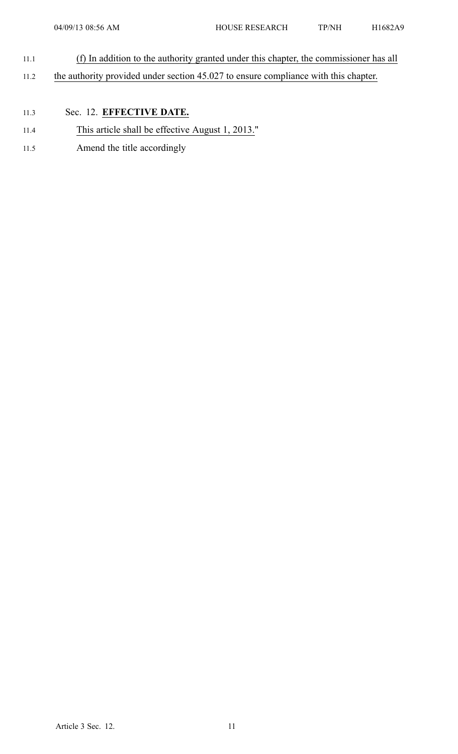(f) In addition to the authority granted under this chapter, the commissioner has all the authority provided under section 45.027 to ensure compliance with this chapter.

Sec. 12. **EFFECTIVE DATE.**

This article shall be effective August 1, 2013."

Amend the title accordingly